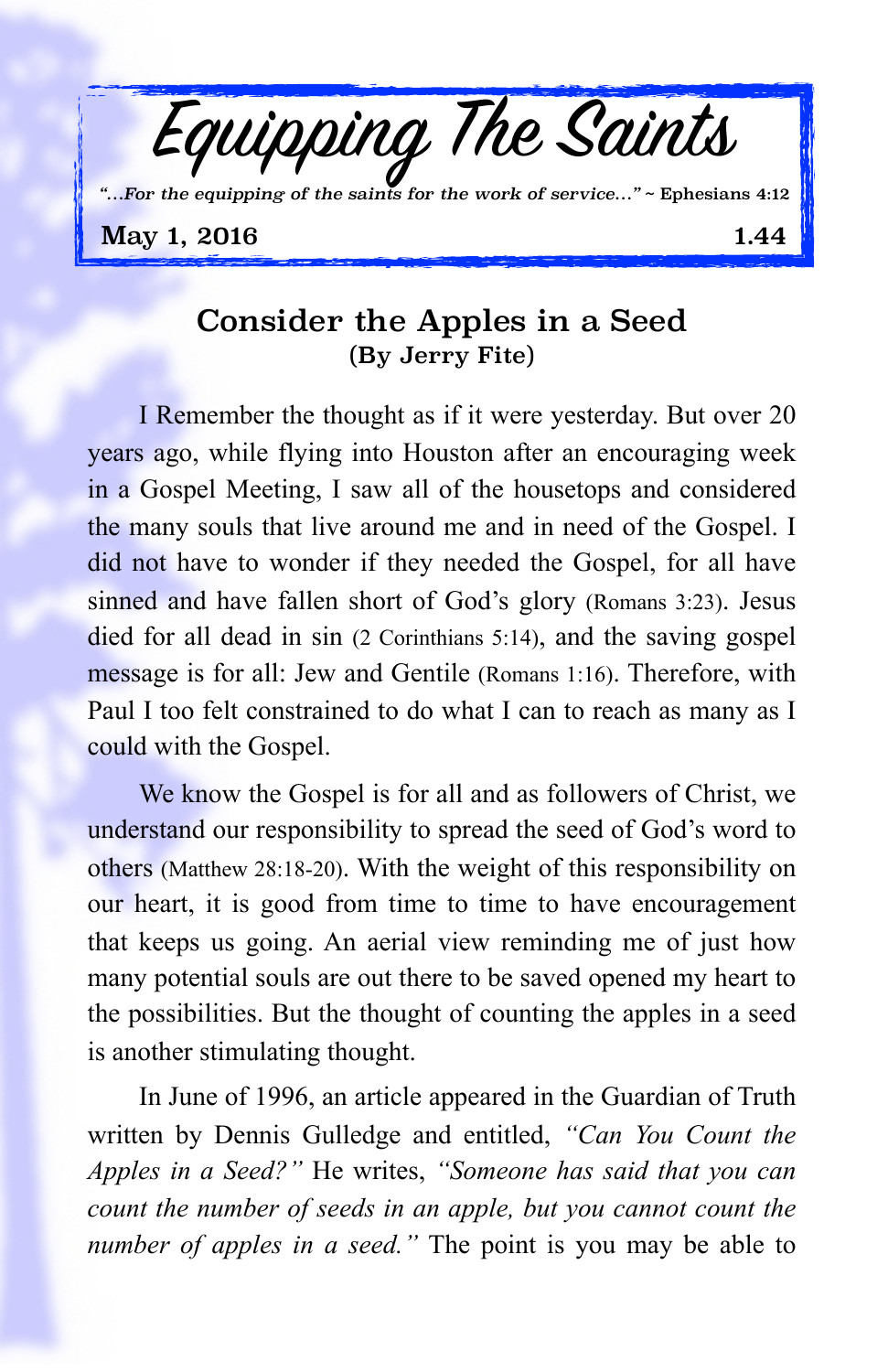# Equipping The Saints

*"...For the equipping of the saints for the work of service..."* ~ Ephesians 4:12

**May 1, 2016** **1.44**

## Consider the Apples in a Seed

**(By Jerry Fite)**

I Remember the thought as if it were yesterday. But over 20 years ago, while flying into Houston after an encouraging week in a Gospel Meeting, I saw all of the housetops and considered the many souls that live around me and in need of the Gospel. I did not have to wonder if they needed the Gospel, for all have sinned and have fallen short of God's glory (Romans 3:23). Jesus died for all dead in sin (2 Corinthians 5:14), and the saving gospel message is for all: Jew and Gentile (Romans 1:16). Therefore, with Paul I too felt constrained to do what I can to reach as many as I could with the Gospel.

We know the Gospel is for all and as followers of Christ, we understand our responsibility to spread the seed of God's word to others (Matthew 28:18-20). With the weight of this responsibility on our heart, it is good from time to time to have encouragement that keeps us going. An aerial view reminding me of just how many potential souls are out there to be saved opened my heart to the possibilities. But the thought of counting the apples in a seed is another stimulating thought.

In June of 1996, an article appeared in the Guardian of Truth written by Dennis Gulledge and entitled, *"Can You Count the Apples in a Seed?"* He writes, *"Someone has said that you can count the number of seeds in an apple, but you cannot count the number of apples in a seed."* The point is you may be able to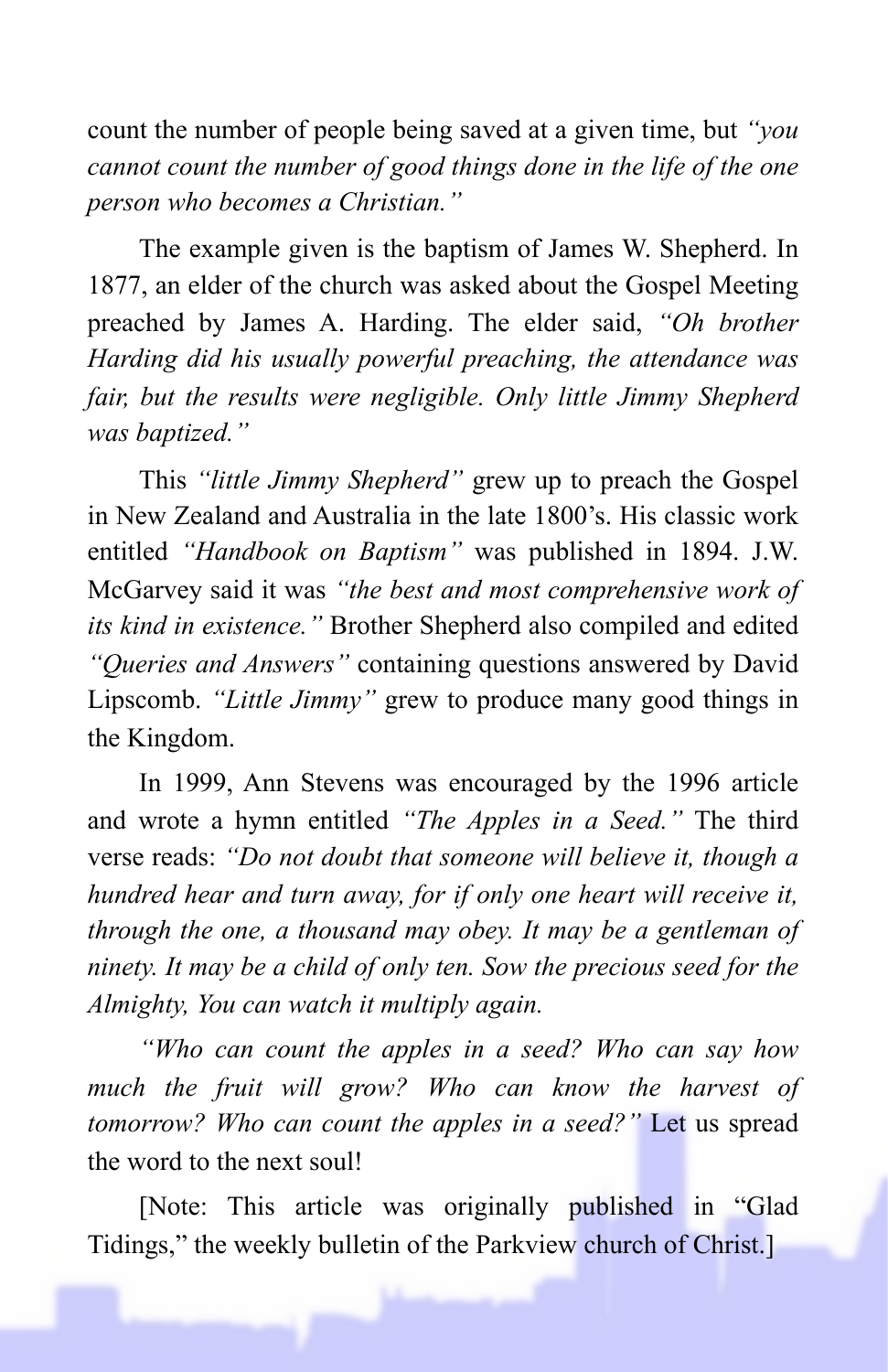count the number of people being saved at a given time, but *"you cannot count the number of good things done in the life of the one person who becomes a Christian."*

The example given is the baptism of James W. Shepherd. In 1877, an elder of the church was asked about the Gospel Meeting preached by James A. Harding. The elder said, *"Oh brother Harding did his usually powerful preaching, the attendance was fair, but the results were negligible. Only little Jimmy Shepherd was baptized."*

This *"little Jimmy Shepherd"* grew up to preach the Gospel in New Zealand and Australia in the late 1800's. His classic work entitled *"Handbook on Baptism"* was published in 1894. J.W. McGarvey said it was *"the best and most comprehensive work of its kind in existence."* Brother Shepherd also compiled and edited *"Queries and Answers"* containing questions answered by David Lipscomb. *"Little Jimmy"* grew to produce many good things in the Kingdom.

In 1999, Ann Stevens was encouraged by the 1996 article and wrote a hymn entitled *"The Apples in a Seed."* The third verse reads: *"Do not doubt that someone will believe it, though a hundred hear and turn away, for if only one heart will receive it, through the one, a thousand may obey. It may be a gentleman of ninety. It may be a child of only ten. Sow the precious seed for the Almighty, You can watch it multiply again.*

*"Who can count the apples in a seed? Who can say how much the fruit will grow? Who can know the harvest of tomorrow? Who can count the apples in a seed?"* Let us spread the word to the next soul!

[Note: This article was originally published in "Glad Tidings," the weekly bulletin of the Parkview church of Christ.]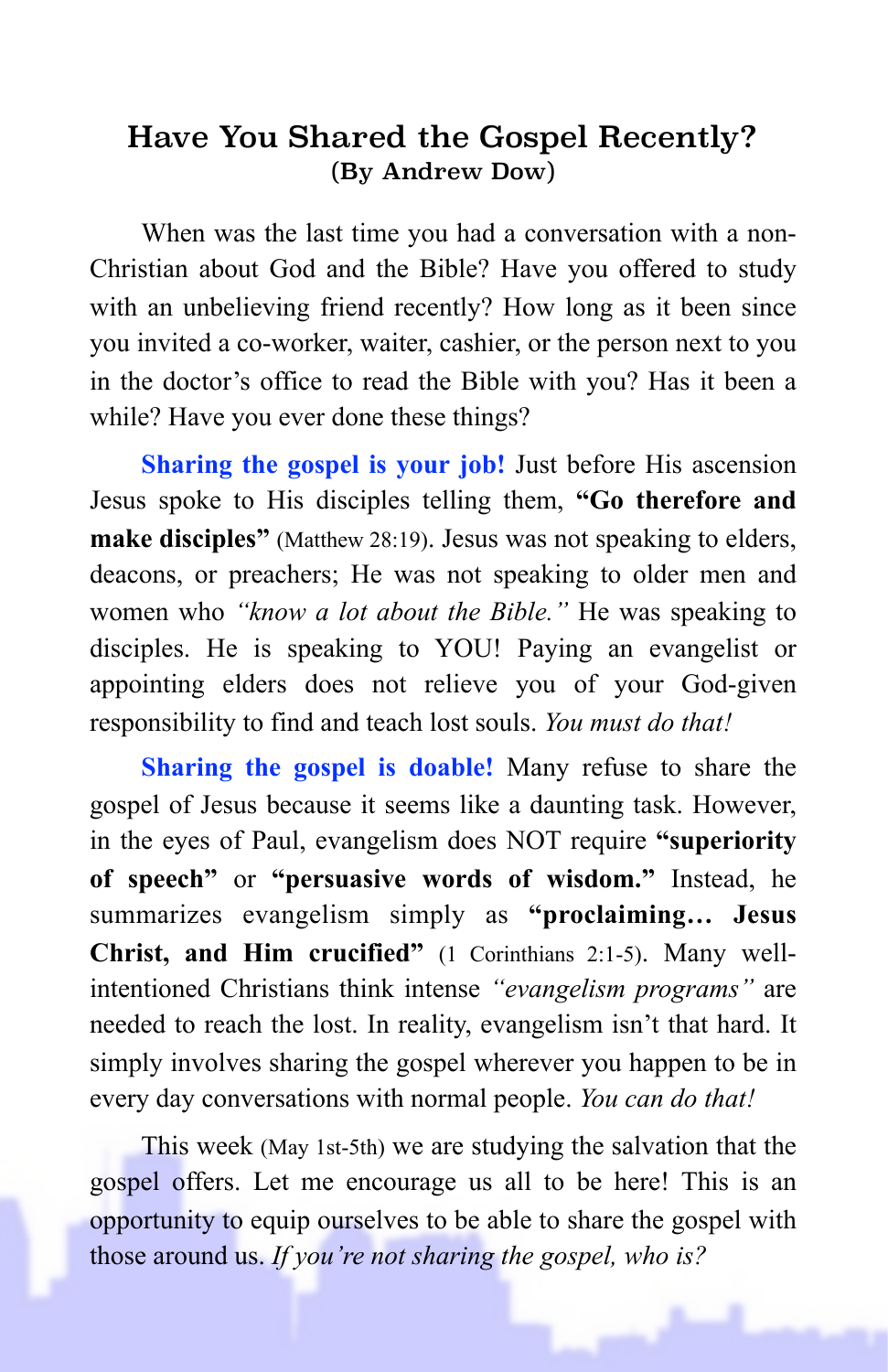# Have You Shared the Gospel Recently?

**(By Andrew Dow)**

When was the last time you had a conversation with a non-Christian about God and the Bible? Have you offered to study with an unbelieving friend recently? How long as it been since you invited a co-worker, waiter, cashier, or the person next to you in the doctor's office to read the Bible with you? Has it been a while? Have you ever done these things?

**Sharing the gospel is your job!** Just before His ascension Jesus spoke to His disciples telling them, **"Go therefore and make disciples"** (Matthew 28:19). Jesus was not speaking to elders, deacons, or preachers; He was not speaking to older men and women who *"know a lot about the Bible."* He was speaking to disciples. He is speaking to YOU! Paying an evangelist or appointing elders does not relieve you of your God-given responsibility to find and teach lost souls. *You must do that!*

**Sharing the gospel is doable!** Many refuse to share the gospel of Jesus because it seems like a daunting task. However, in the eyes of Paul, evangelism does NOT require **"superiority of speech"** or **"persuasive words of wisdom."** Instead, he summarizes evangelism simply as **"proclaiming… Jesus Christ, and Him crucified"** (1 Corinthians 2:1-5). Many well-intentioned Christians think intense *"evangelism programs"* are needed to reach the lost. In reality, evangelism isn't that hard. It simply involves sharing the gospel wherever you happen to be in every day conversations with normal people. *You can do that!*

This week (May 1st-5th) we are studying the salvation that the gospel offers. Let me encourage us all to be here! This is an opportunity to equip ourselves to be able to share the gospel with those around us. *If you're not sharing the gospel, who is?*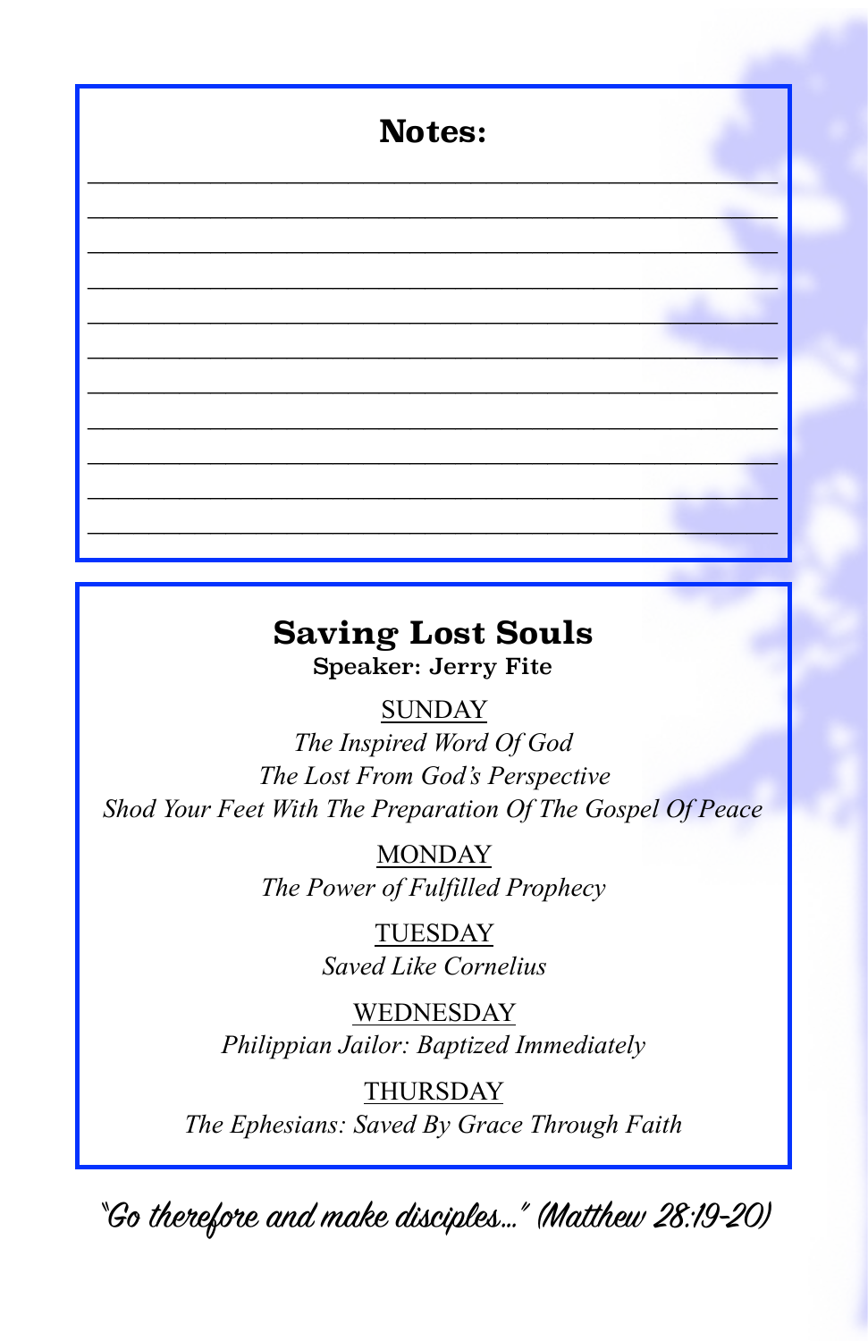## Notes:

\_\_\_\_\_\_\_\_\_\_\_\_\_\_\_\_\_\_\_\_\_\_\_\_\_\_\_\_\_\_\_\_\_\_\_\_\_\_\_\_\_\_\_\_

\_\_\_\_\_\_\_\_\_\_\_\_\_\_\_\_\_\_\_\_\_\_\_\_\_\_\_\_\_\_\_\_\_\_\_\_\_\_\_\_\_\_\_\_

\_\_\_\_\_\_\_\_\_\_\_\_\_\_\_\_\_\_\_\_\_\_\_\_\_\_\_\_\_\_\_\_\_\_\_\_\_\_\_\_\_\_\_\_

\_\_\_\_\_\_\_\_\_\_\_\_\_\_\_\_\_\_\_\_\_\_\_\_\_\_\_\_\_\_\_\_\_\_\_\_\_\_\_\_\_\_\_\_

\_\_\_\_\_\_\_\_\_\_\_\_\_\_\_\_\_\_\_\_\_\_\_\_\_\_\_\_\_\_\_\_\_\_\_\_\_\_\_\_\_\_\_\_

\_\_\_\_\_\_\_\_\_\_\_\_\_\_\_\_\_\_\_\_\_\_\_\_\_\_\_\_\_\_\_\_\_\_\_\_\_\_\_\_\_\_\_\_

\_\_\_\_\_\_\_\_\_\_\_\_\_\_\_\_\_\_\_\_\_\_\_\_\_\_\_\_\_\_\_\_\_\_\_\_\_\_\_\_\_\_\_\_

\_\_\_\_\_\_\_\_\_\_\_\_\_\_\_\_\_\_\_\_\_\_\_\_\_\_\_\_\_\_\_\_\_\_\_\_\_\_\_\_\_\_\_\_

\_\_\_\_\_\_\_\_\_\_\_\_\_\_\_\_\_\_\_\_\_\_\_\_\_\_\_\_\_\_\_\_\_\_\_\_\_\_\_\_\_\_\_\_

\_\_\_\_\_\_\_\_\_\_\_\_\_\_\_\_\_\_\_\_\_\_\_\_\_\_\_\_\_\_\_\_\_\_\_\_\_\_\_\_\_\_\_\_

\_\_\_\_\_\_\_\_\_\_\_\_\_\_\_\_\_\_\_\_\_\_\_\_\_\_\_\_\_\_\_\_\_\_\_\_\_\_\_\_\_\_\_\_

## Saving Lost Souls

**Speaker: Jerry Fite**

SUNDAY

*The Inspired Word Of God*
*The Lost From God's Perspective*
*Shod Your Feet With The Preparation Of The Gospel Of Peace*

MONDAY

*The Power of Fulfilled Prophecy*

TUESDAY

*Saved Like Cornelius*

WEDNESDAY

*Philippian Jailor: Baptized Immediately*

THURSDAY

*The Ephesians: Saved By Grace Through Faith*

*"Go therefore and make disciples..." (Matthew 28:19-20)*